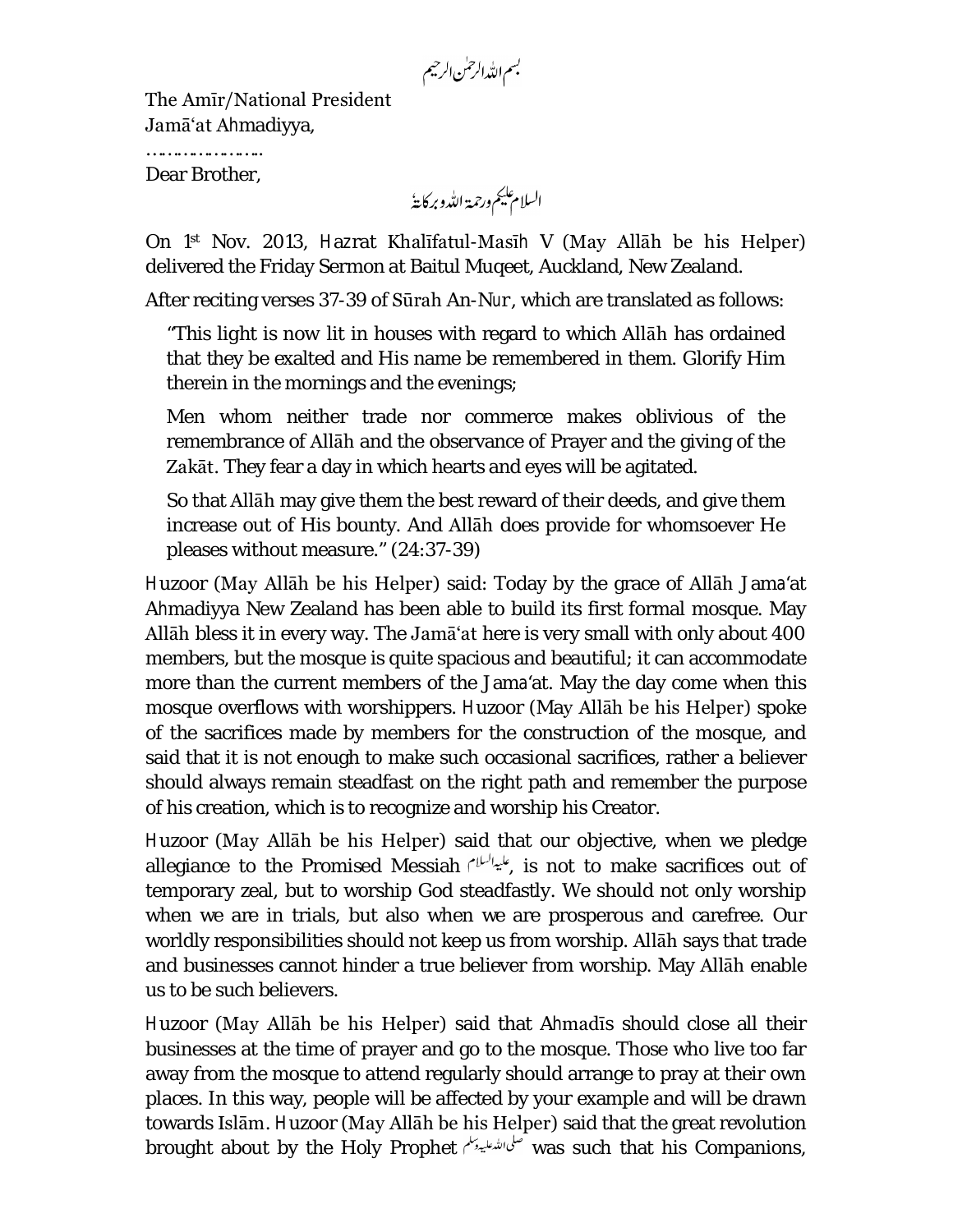بسم اللہ الرحمٰن الرحیم

The Amīr/National President
Jamā'at Ahmadiyya,

…………………

Dear Brother,

السلام علیکم ورحمۃ اللہ وبرکاتہٗ

On 1st Nov. 2013, Hazrat Khalīfatul-Masīh V (May Allāh be his Helper) delivered the Friday Sermon at Baitul Muqeet, Auckland, New Zealand.

After reciting verses 37-39 of Sūrah An-Nur, which are translated as follows:

> "This light is now lit in houses with regard to which Allāh has ordained that they be exalted and His name be remembered in them. Glorify Him therein in the mornings and the evenings;
>
> Men whom neither trade nor commerce makes oblivious of the remembrance of Allāh and the observance of Prayer and the giving of the Zakāt. They fear a day in which hearts and eyes will be agitated.
>
> So that Allāh may give them the best reward of their deeds, and give them increase out of His bounty. And Allāh does provide for whomsoever He pleases without measure." (24:37-39)

Huzoor (May Allāh be his Helper) said: Today by the grace of Allāh Jama'at Ahmadiyya New Zealand has been able to build its first formal mosque. May Allāh bless it in every way. The Jamā'at here is very small with only about 400 members, but the mosque is quite spacious and beautiful; it can accommodate more than the current members of the Jama'at. May the day come when this mosque overflows with worshippers. Huzoor (May Allāh be his Helper) spoke of the sacrifices made by members for the construction of the mosque, and said that it is not enough to make such occasional sacrifices, rather a believer should always remain steadfast on the right path and remember the purpose of his creation, which is to recognize and worship his Creator.

Huzoor (May Allāh be his Helper) said that our objective, when we pledge allegiance to the Promised Messiah علیہ السلام, is not to make sacrifices out of temporary zeal, but to worship God steadfastly. We should not only worship when we are in trials, but also when we are prosperous and carefree. Our worldly responsibilities should not keep us from worship. Allāh says that trade and businesses cannot hinder a true believer from worship. May Allāh enable us to be such believers.

Huzoor (May Allāh be his Helper) said that Ahmadīs should close all their businesses at the time of prayer and go to the mosque. Those who live too far away from the mosque to attend regularly should arrange to pray at their own places. In this way, people will be affected by your example and will be drawn towards Islām. Huzoor (May Allāh be his Helper) said that the great revolution brought about by the Holy Prophet صلی اللہ علیہ وسلم was such that his Companions,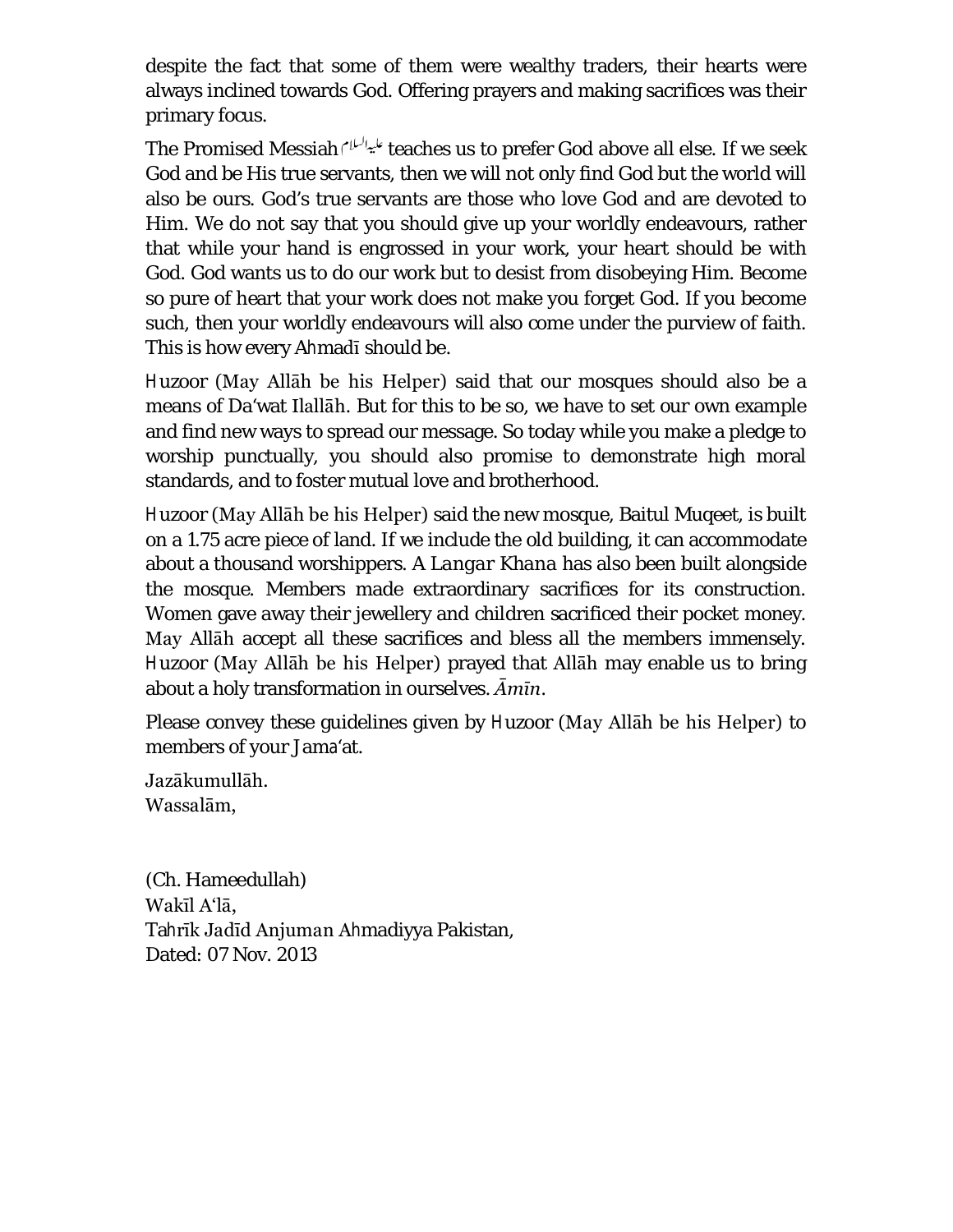despite the fact that some of them were wealthy traders, their hearts were always inclined towards God. Offering prayers and making sacrifices was their primary focus.

The Promised Messiah عليه السلام teaches us to prefer God above all else. If we seek God and be His true servants, then we will not only find God but the world will also be ours. God's true servants are those who love God and are devoted to Him. We do not say that you should give up your worldly endeavours, rather that while your hand is engrossed in your work, your heart should be with God. God wants us to do our work but to desist from disobeying Him. Become so pure of heart that your work does not make you forget God. If you become such, then your worldly endeavours will also come under the purview of faith. This is how every Aḥmadī should be.

Ḥuzoor (May Allāh be his Helper) said that our mosques should also be a means of Da'wat Ilallāh. But for this to be so, we have to set our own example and find new ways to spread our message. So today while you make a pledge to worship punctually, you should also promise to demonstrate high moral standards, and to foster mutual love and brotherhood.

Ḥuzoor (May Allāh be his Helper) said the new mosque, Baitul Muqeet, is built on a 1.75 acre piece of land. If we include the old building, it can accommodate about a thousand worshippers. A *Langar Khana* has also been built alongside the mosque. Members made extraordinary sacrifices for its construction. Women gave away their jewellery and children sacrificed their pocket money. May Allāh accept all these sacrifices and bless all the members immensely. Ḥuzoor (May Allāh be his Helper) prayed that Allāh may enable us to bring about a holy transformation in ourselves. *Āmīn*.

Please convey these guidelines given by Ḥuzoor (May Allāh be his Helper) to members of your Jama'at.

Jazākumullāh.
Wassalām,

(Ch. Hameedullah)
Wakīl A'lā,
Taḥrīk Jadīd Anjuman Aḥmadiyya Pakistan,
Dated: 07 Nov. 2013